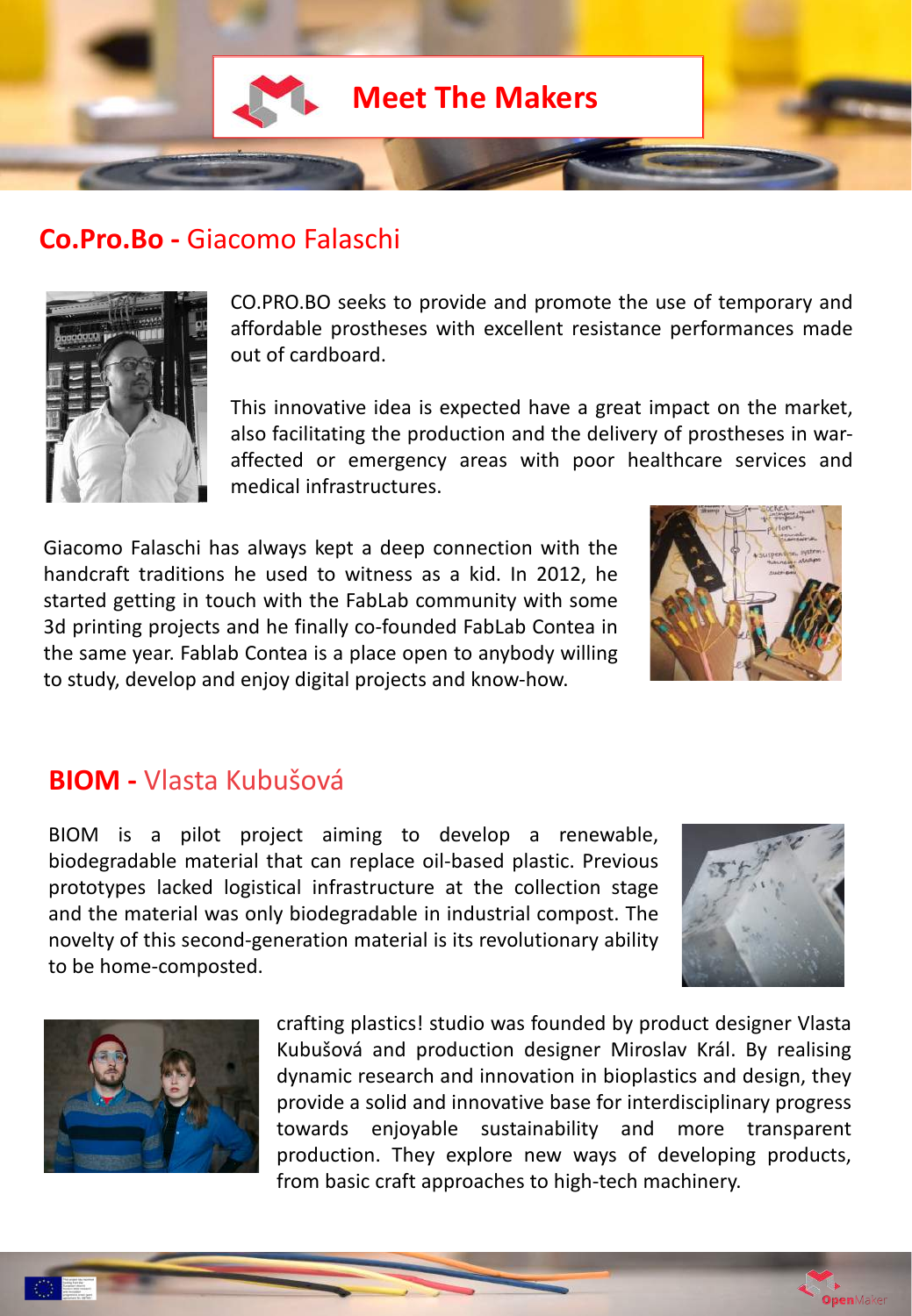# Meet The Makers

## Co.Pro.Bo - Giacomo Falaschi

CO.PRO.BO seeks to provide and promote the use of temporary and affordable prostheses with excellent resistance performances made out of cardboard.

This innovative idea is expected have a great impact on the market, also facilitating the production and the delivery of prostheses in war-affected or emergency areas with poor healthcare services and medical infrastructures.

Giacomo Falaschi has always kept a deep connection with the handcraft traditions he used to witness as a kid. In 2012, he started getting in touch with the FabLab community with some 3d printing projects and he finally co-founded FabLab Contea in the same year. Fablab Contea is a place open to anybody willing to study, develop and enjoy digital projects and know-how.

## BIOM - Vlasta Kubušová

BIOM is a pilot project aiming to develop a renewable, biodegradable material that can replace oil-based plastic. Previous prototypes lacked logistical infrastructure at the collection stage and the material was only biodegradable in industrial compost. The novelty of this second-generation material is its revolutionary ability to be home-composted.

crafting plastics! studio was founded by product designer Vlasta Kubušová and production designer Miroslav Král. By realising dynamic research and innovation in bioplastics and design, they provide a solid and innovative base for interdisciplinary progress towards enjoyable sustainability and more transparent production. They explore new ways of developing products, from basic craft approaches to high-tech machinery.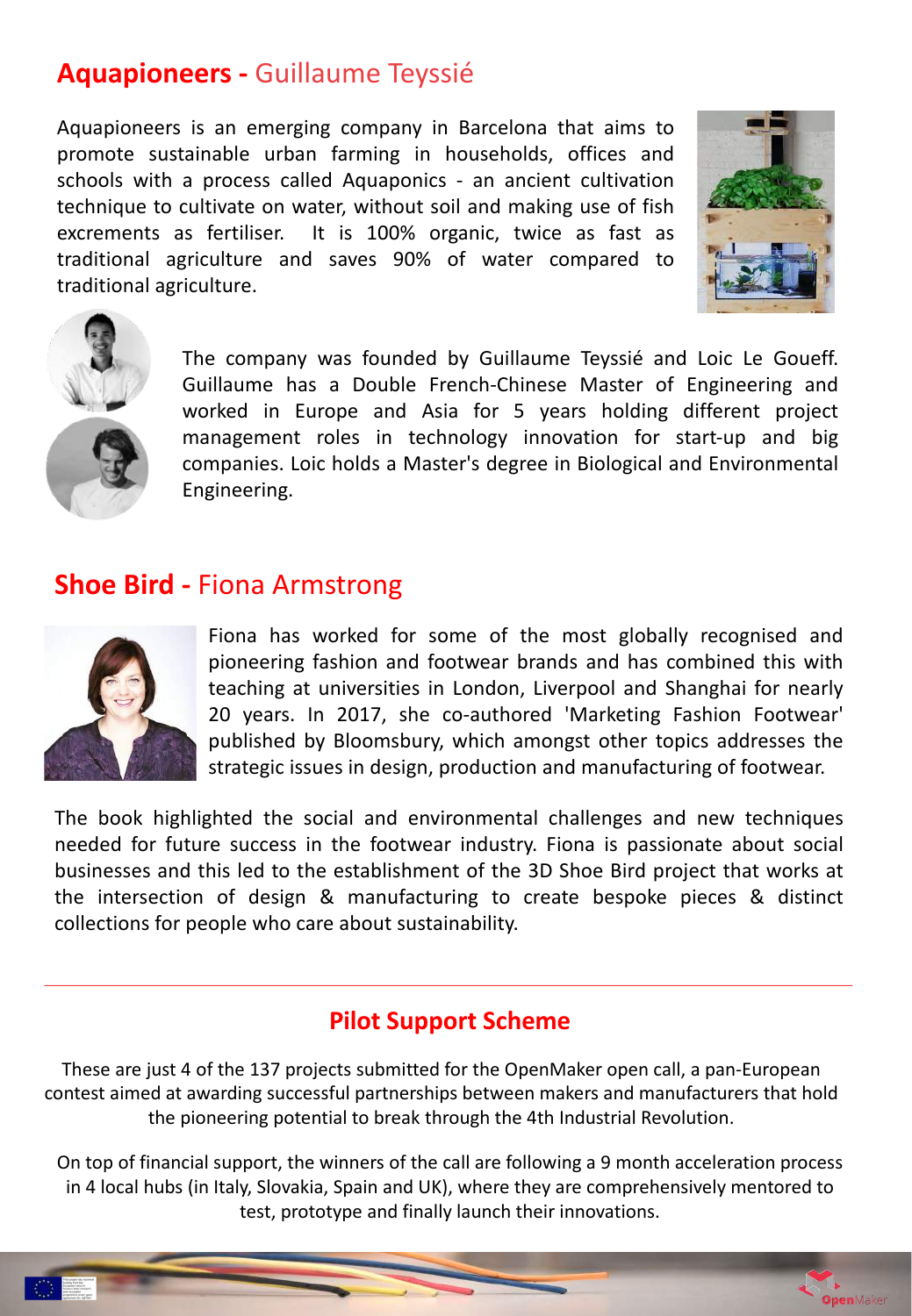## **Aquapioneers -** Guillaume Teyssié

Aquapioneers is an emerging company in Barcelona that aims to promote sustainable urban farming in households, offices and schools with a process called Aquaponics - an ancient cultivation technique to cultivate on water, without soil and making use of fish excrements as fertiliser. It is 100% organic, twice as fast as traditional agriculture and saves 90% of water compared to traditional agriculture.

The company was founded by Guillaume Teyssié and Loic Le Goueff. Guillaume has a Double French-Chinese Master of Engineering and worked in Europe and Asia for 5 years holding different project management roles in technology innovation for start-up and big companies. Loic holds a Master's degree in Biological and Environmental Engineering.

## **Shoe Bird -** Fiona Armstrong

Fiona has worked for some of the most globally recognised and pioneering fashion and footwear brands and has combined this with teaching at universities in London, Liverpool and Shanghai for nearly 20 years. In 2017, she co-authored 'Marketing Fashion Footwear' published by Bloomsbury, which amongst other topics addresses the strategic issues in design, production and manufacturing of footwear.

The book highlighted the social and environmental challenges and new techniques needed for future success in the footwear industry. Fiona is passionate about social businesses and this led to the establishment of the 3D Shoe Bird project that works at the intersection of design & manufacturing to create bespoke pieces & distinct collections for people who care about sustainability.

---

## Pilot Support Scheme

These are just 4 of the 137 projects submitted for the OpenMaker open call, a pan-European contest aimed at awarding successful partnerships between makers and manufacturers that hold the pioneering potential to break through the 4th Industrial Revolution.

On top of financial support, the winners of the call are following a 9 month acceleration process in 4 local hubs (in Italy, Slovakia, Spain and UK), where they are comprehensively mentored to test, prototype and finally launch their innovations.